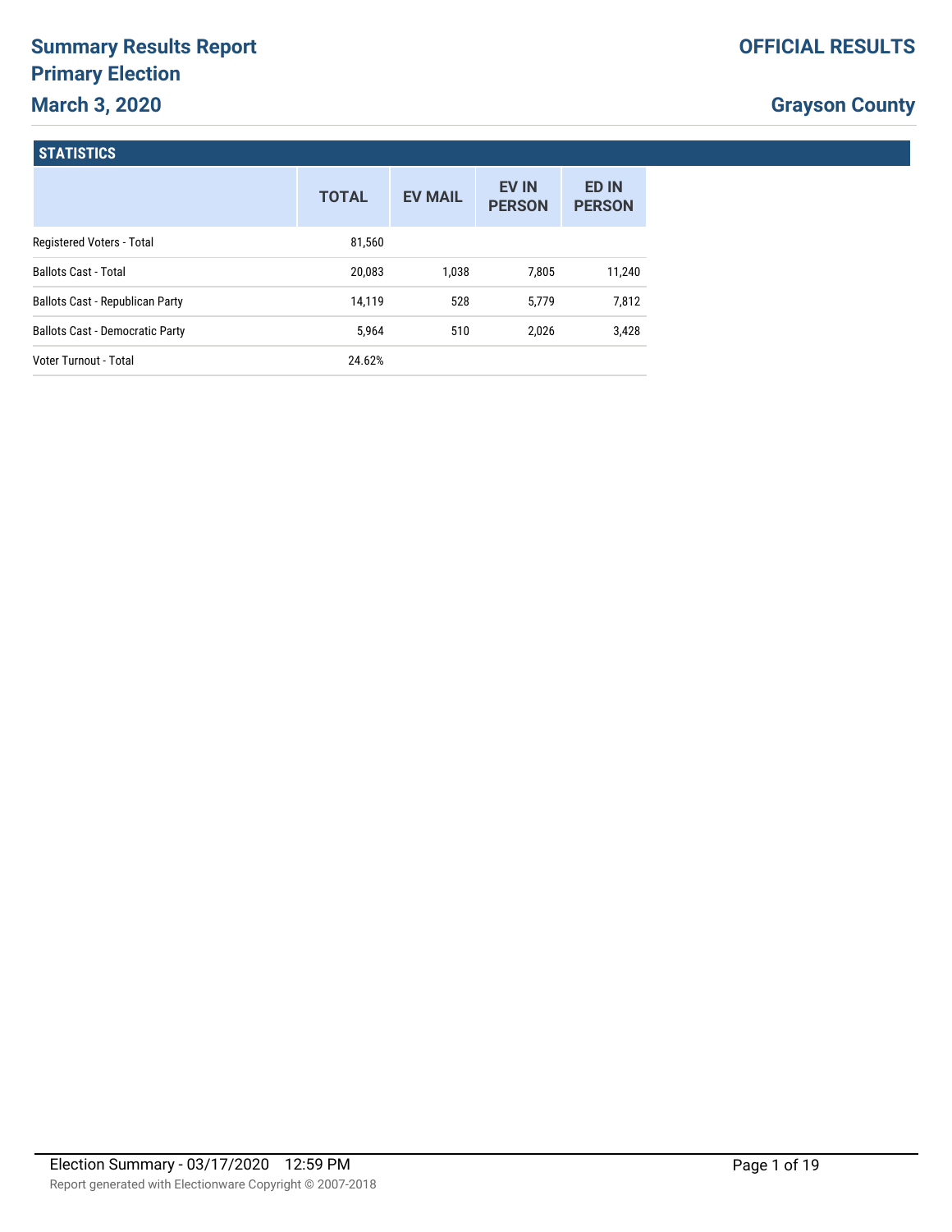# Summary Results Report
## Primary Election
## March 3, 2020

**OFFICIAL RESULTS**

**Grayson County**

### STATISTICS

| | TOTAL | EV MAIL | EV IN PERSON | ED IN PERSON |
|---|---|---|---|---|
| Registered Voters - Total | 81,560 | | | |
| Ballots Cast - Total | 20,083 | 1,038 | 7,805 | 11,240 |
| Ballots Cast - Republican Party | 14,119 | 528 | 5,779 | 7,812 |
| Ballots Cast - Democratic Party | 5,964 | 510 | 2,026 | 3,428 |
| Voter Turnout - Total | 24.62% | | | |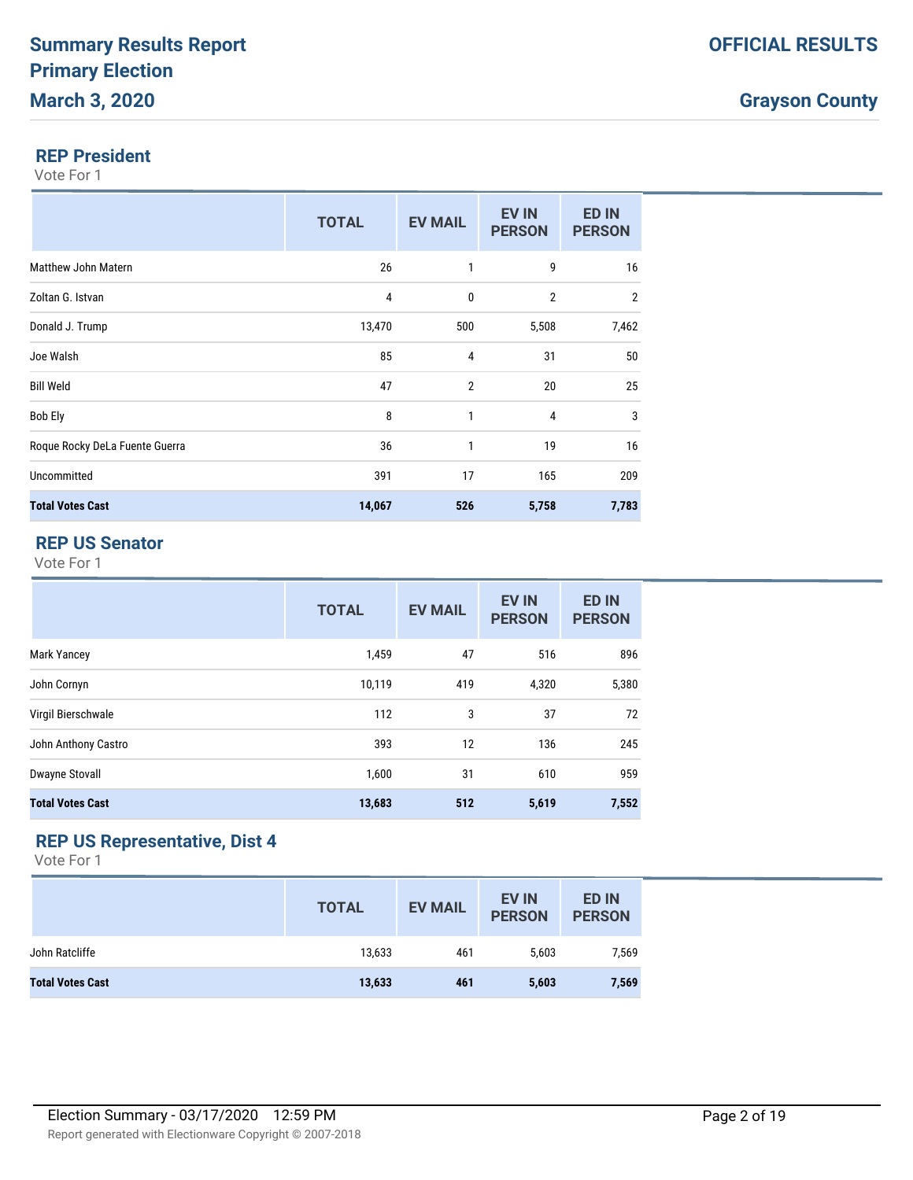# Summary Results Report
# Primary Election
# March 3, 2020

**OFFICIAL RESULTS**

**Grayson County**

## REP President

Vote For 1

| | TOTAL | EV MAIL | EV IN PERSON | ED IN PERSON |
|---|---|---|---|---|
| Matthew John Matern | 26 | 1 | 9 | 16 |
| Zoltan G. Istvan | 4 | 0 | 2 | 2 |
| Donald J. Trump | 13,470 | 500 | 5,508 | 7,462 |
| Joe Walsh | 85 | 4 | 31 | 50 |
| Bill Weld | 47 | 2 | 20 | 25 |
| Bob Ely | 8 | 1 | 4 | 3 |
| Roque Rocky DeLa Fuente Guerra | 36 | 1 | 19 | 16 |
| Uncommitted | 391 | 17 | 165 | 209 |
| **Total Votes Cast** | **14,067** | **526** | **5,758** | **7,783** |

## REP US Senator

Vote For 1

| | TOTAL | EV MAIL | EV IN PERSON | ED IN PERSON |
|---|---|---|---|---|
| Mark Yancey | 1,459 | 47 | 516 | 896 |
| John Cornyn | 10,119 | 419 | 4,320 | 5,380 |
| Virgil Bierschwale | 112 | 3 | 37 | 72 |
| John Anthony Castro | 393 | 12 | 136 | 245 |
| Dwayne Stovall | 1,600 | 31 | 610 | 959 |
| **Total Votes Cast** | **13,683** | **512** | **5,619** | **7,552** |

## REP US Representative, Dist 4

Vote For 1

| | TOTAL | EV MAIL | EV IN PERSON | ED IN PERSON |
|---|---|---|---|---|
| John Ratcliffe | 13,633 | 461 | 5,603 | 7,569 |
| **Total Votes Cast** | **13,633** | **461** | **5,603** | **7,569** |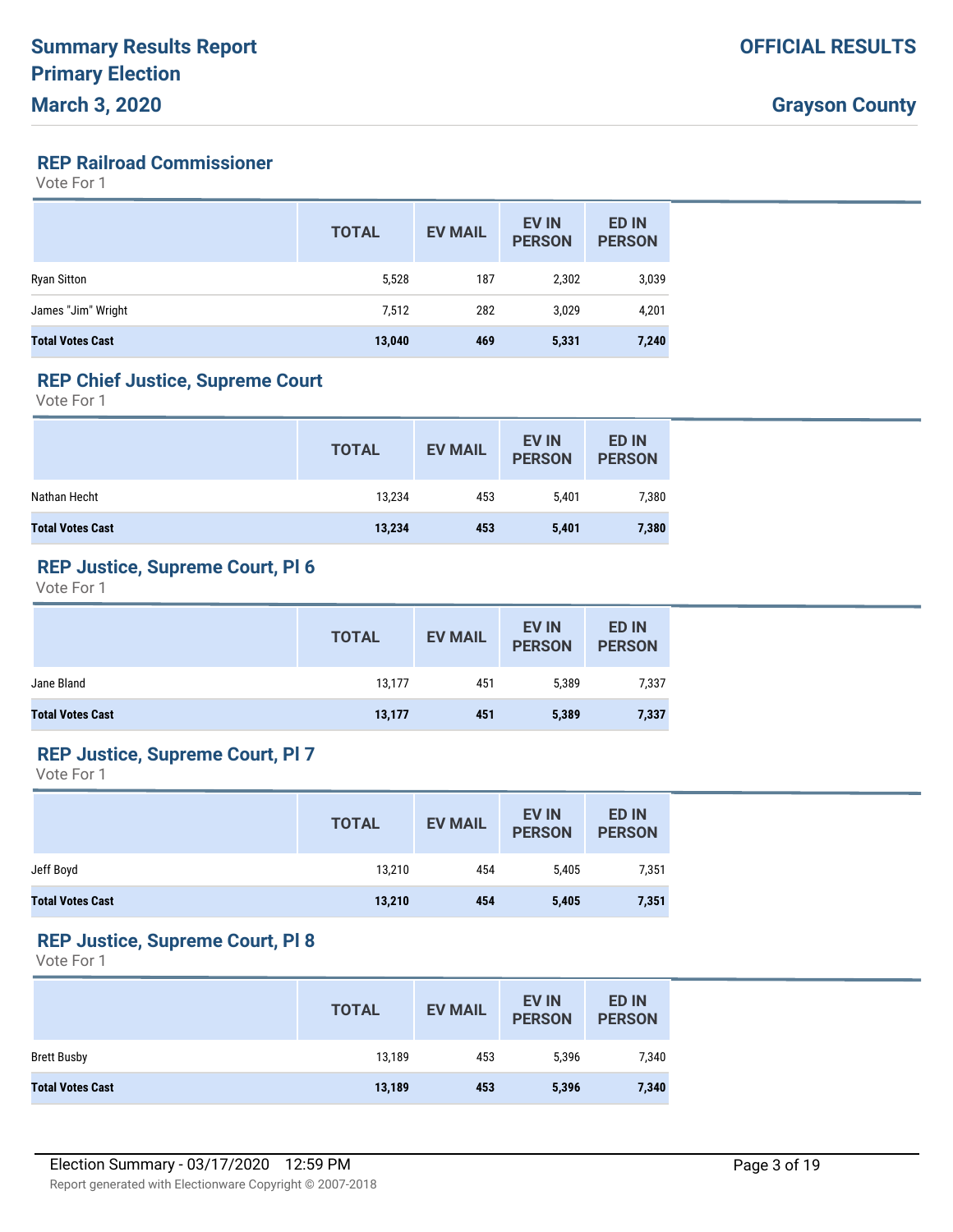## REP Railroad Commissioner

Vote For 1

| | TOTAL | EV MAIL | EV IN PERSON | ED IN PERSON |
|---|---|---|---|---|
| Ryan Sitton | 5,528 | 187 | 2,302 | 3,039 |
| James "Jim" Wright | 7,512 | 282 | 3,029 | 4,201 |
| **Total Votes Cast** | **13,040** | **469** | **5,331** | **7,240** |

## REP Chief Justice, Supreme Court

Vote For 1

| | TOTAL | EV MAIL | EV IN PERSON | ED IN PERSON |
|---|---|---|---|---|
| Nathan Hecht | 13,234 | 453 | 5,401 | 7,380 |
| **Total Votes Cast** | **13,234** | **453** | **5,401** | **7,380** |

## REP Justice, Supreme Court, Pl 6

Vote For 1

| | TOTAL | EV MAIL | EV IN PERSON | ED IN PERSON |
|---|---|---|---|---|
| Jane Bland | 13,177 | 451 | 5,389 | 7,337 |
| **Total Votes Cast** | **13,177** | **451** | **5,389** | **7,337** |

## REP Justice, Supreme Court, Pl 7

Vote For 1

| | TOTAL | EV MAIL | EV IN PERSON | ED IN PERSON |
|---|---|---|---|---|
| Jeff Boyd | 13,210 | 454 | 5,405 | 7,351 |
| **Total Votes Cast** | **13,210** | **454** | **5,405** | **7,351** |

## REP Justice, Supreme Court, Pl 8

Vote For 1

| | TOTAL | EV MAIL | EV IN PERSON | ED IN PERSON |
|---|---|---|---|---|
| Brett Busby | 13,189 | 453 | 5,396 | 7,340 |
| **Total Votes Cast** | **13,189** | **453** | **5,396** | **7,340** |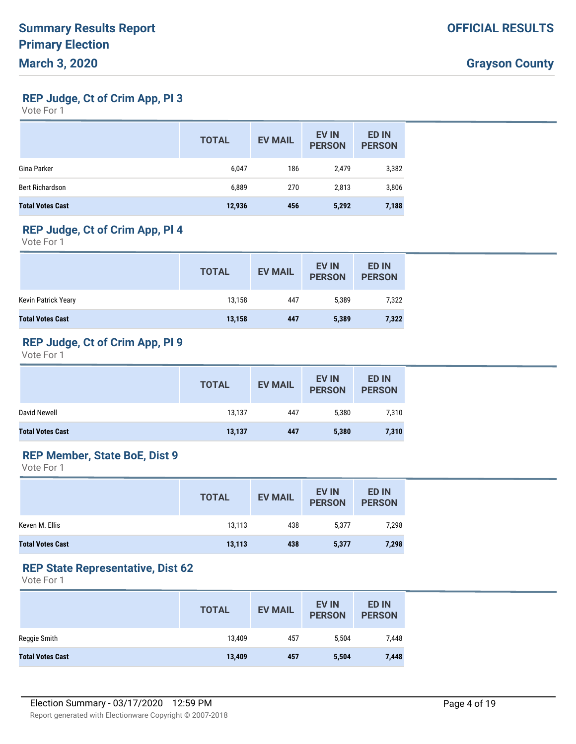## REP Judge, Ct of Crim App, Pl 3

Vote For 1

| | TOTAL | EV MAIL | EV IN PERSON | ED IN PERSON |
|---|---|---|---|---|
| Gina Parker | 6,047 | 186 | 2,479 | 3,382 |
| Bert Richardson | 6,889 | 270 | 2,813 | 3,806 |
| **Total Votes Cast** | **12,936** | **456** | **5,292** | **7,188** |

## REP Judge, Ct of Crim App, Pl 4

Vote For 1

| | TOTAL | EV MAIL | EV IN PERSON | ED IN PERSON |
|---|---|---|---|---|
| Kevin Patrick Yeary | 13,158 | 447 | 5,389 | 7,322 |
| **Total Votes Cast** | **13,158** | **447** | **5,389** | **7,322** |

## REP Judge, Ct of Crim App, Pl 9

Vote For 1

| | TOTAL | EV MAIL | EV IN PERSON | ED IN PERSON |
|---|---|---|---|---|
| David Newell | 13,137 | 447 | 5,380 | 7,310 |
| **Total Votes Cast** | **13,137** | **447** | **5,380** | **7,310** |

## REP Member, State BoE, Dist 9

Vote For 1

| | TOTAL | EV MAIL | EV IN PERSON | ED IN PERSON |
|---|---|---|---|---|
| Keven M. Ellis | 13,113 | 438 | 5,377 | 7,298 |
| **Total Votes Cast** | **13,113** | **438** | **5,377** | **7,298** |

## REP State Representative, Dist 62

Vote For 1

| | TOTAL | EV MAIL | EV IN PERSON | ED IN PERSON |
|---|---|---|---|---|
| Reggie Smith | 13,409 | 457 | 5,504 | 7,448 |
| **Total Votes Cast** | **13,409** | **457** | **5,504** | **7,448** |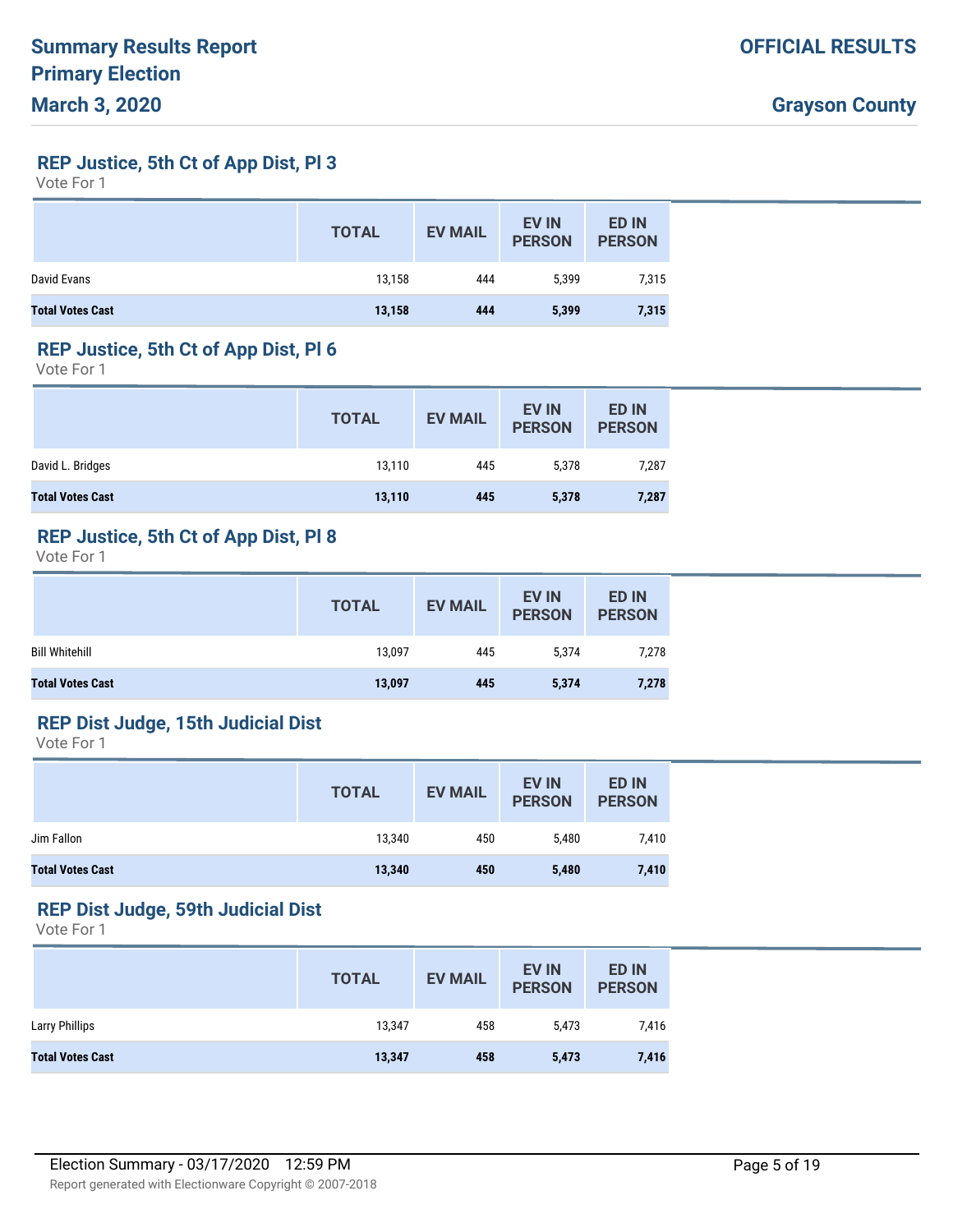# Summary Results Report
# Primary Election
# March 3, 2020

**OFFICIAL RESULTS**

**Grayson County**

## REP Justice, 5th Ct of App Dist, Pl 3

Vote For 1

| | TOTAL | EV MAIL | EV IN PERSON | ED IN PERSON |
|---|---|---|---|---|
| David Evans | 13,158 | 444 | 5,399 | 7,315 |
| **Total Votes Cast** | **13,158** | **444** | **5,399** | **7,315** |

## REP Justice, 5th Ct of App Dist, Pl 6

Vote For 1

| | TOTAL | EV MAIL | EV IN PERSON | ED IN PERSON |
|---|---|---|---|---|
| David L. Bridges | 13,110 | 445 | 5,378 | 7,287 |
| **Total Votes Cast** | **13,110** | **445** | **5,378** | **7,287** |

## REP Justice, 5th Ct of App Dist, Pl 8

Vote For 1

| | TOTAL | EV MAIL | EV IN PERSON | ED IN PERSON |
|---|---|---|---|---|
| Bill Whitehill | 13,097 | 445 | 5,374 | 7,278 |
| **Total Votes Cast** | **13,097** | **445** | **5,374** | **7,278** |

## REP Dist Judge, 15th Judicial Dist

Vote For 1

| | TOTAL | EV MAIL | EV IN PERSON | ED IN PERSON |
|---|---|---|---|---|
| Jim Fallon | 13,340 | 450 | 5,480 | 7,410 |
| **Total Votes Cast** | **13,340** | **450** | **5,480** | **7,410** |

## REP Dist Judge, 59th Judicial Dist

Vote For 1

| | TOTAL | EV MAIL | EV IN PERSON | ED IN PERSON |
|---|---|---|---|---|
| Larry Phillips | 13,347 | 458 | 5,473 | 7,416 |
| **Total Votes Cast** | **13,347** | **458** | **5,473** | **7,416** |

Election Summary - 03/17/2020 12:59 PM

Report generated with Electionware Copyright © 2007-2018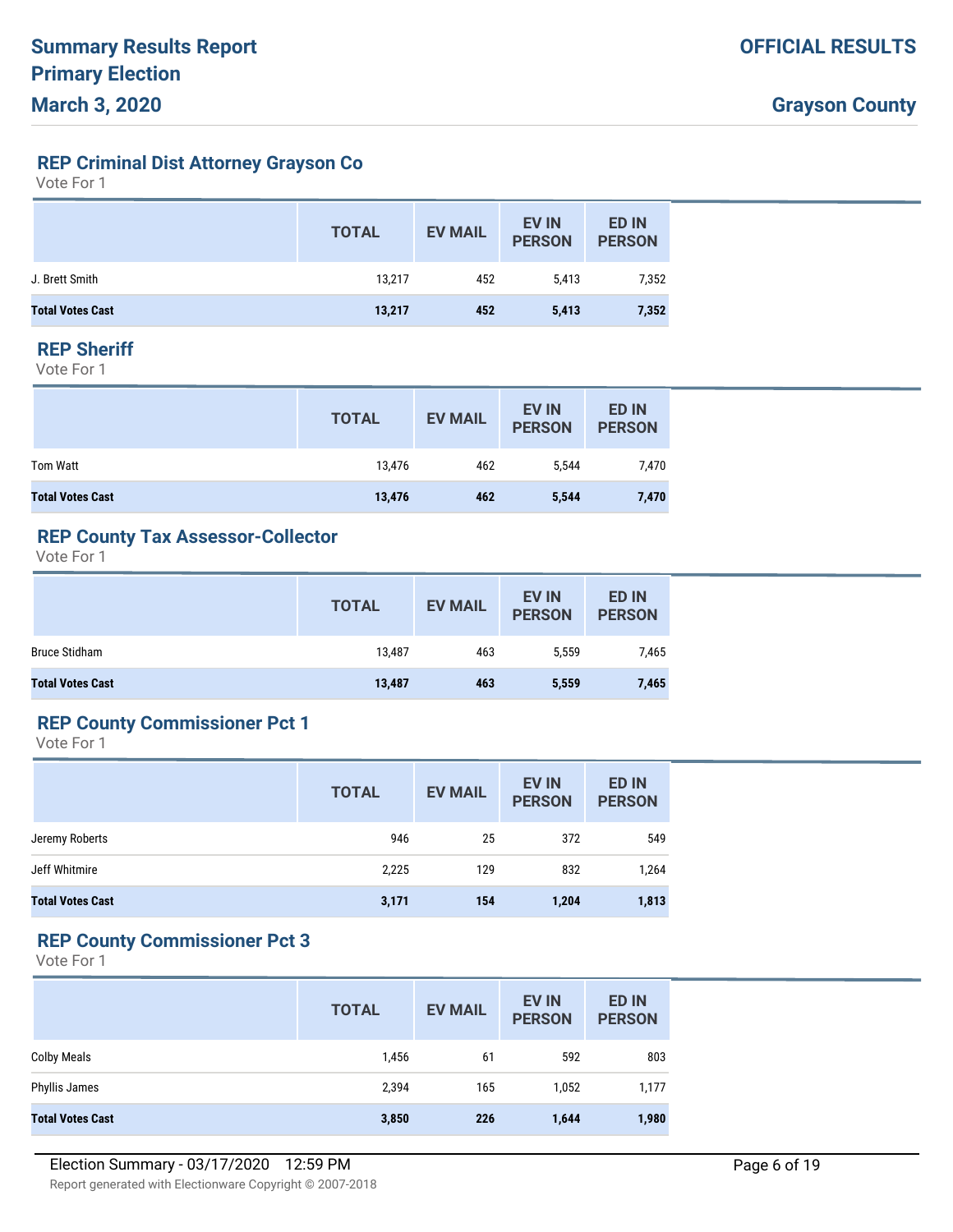# Summary Results Report
# Primary Election
# March 3, 2020

**OFFICIAL RESULTS**

**Grayson County**

## REP Criminal Dist Attorney Grayson Co

Vote For 1

| | TOTAL | EV MAIL | EV IN PERSON | ED IN PERSON |
|---|---|---|---|---|
| J. Brett Smith | 13,217 | 452 | 5,413 | 7,352 |
| **Total Votes Cast** | **13,217** | **452** | **5,413** | **7,352** |

## REP Sheriff

Vote For 1

| | TOTAL | EV MAIL | EV IN PERSON | ED IN PERSON |
|---|---|---|---|---|
| Tom Watt | 13,476 | 462 | 5,544 | 7,470 |
| **Total Votes Cast** | **13,476** | **462** | **5,544** | **7,470** |

## REP County Tax Assessor-Collector

Vote For 1

| | TOTAL | EV MAIL | EV IN PERSON | ED IN PERSON |
|---|---|---|---|---|
| Bruce Stidham | 13,487 | 463 | 5,559 | 7,465 |
| **Total Votes Cast** | **13,487** | **463** | **5,559** | **7,465** |

## REP County Commissioner Pct 1

Vote For 1

| | TOTAL | EV MAIL | EV IN PERSON | ED IN PERSON |
|---|---|---|---|---|
| Jeremy Roberts | 946 | 25 | 372 | 549 |
| Jeff Whitmire | 2,225 | 129 | 832 | 1,264 |
| **Total Votes Cast** | **3,171** | **154** | **1,204** | **1,813** |

## REP County Commissioner Pct 3

Vote For 1

| | TOTAL | EV MAIL | EV IN PERSON | ED IN PERSON |
|---|---|---|---|---|
| Colby Meals | 1,456 | 61 | 592 | 803 |
| Phyllis James | 2,394 | 165 | 1,052 | 1,177 |
| **Total Votes Cast** | **3,850** | **226** | **1,644** | **1,980** |

Election Summary - 03/17/2020 12:59 PM

Report generated with Electionware Copyright © 2007-2018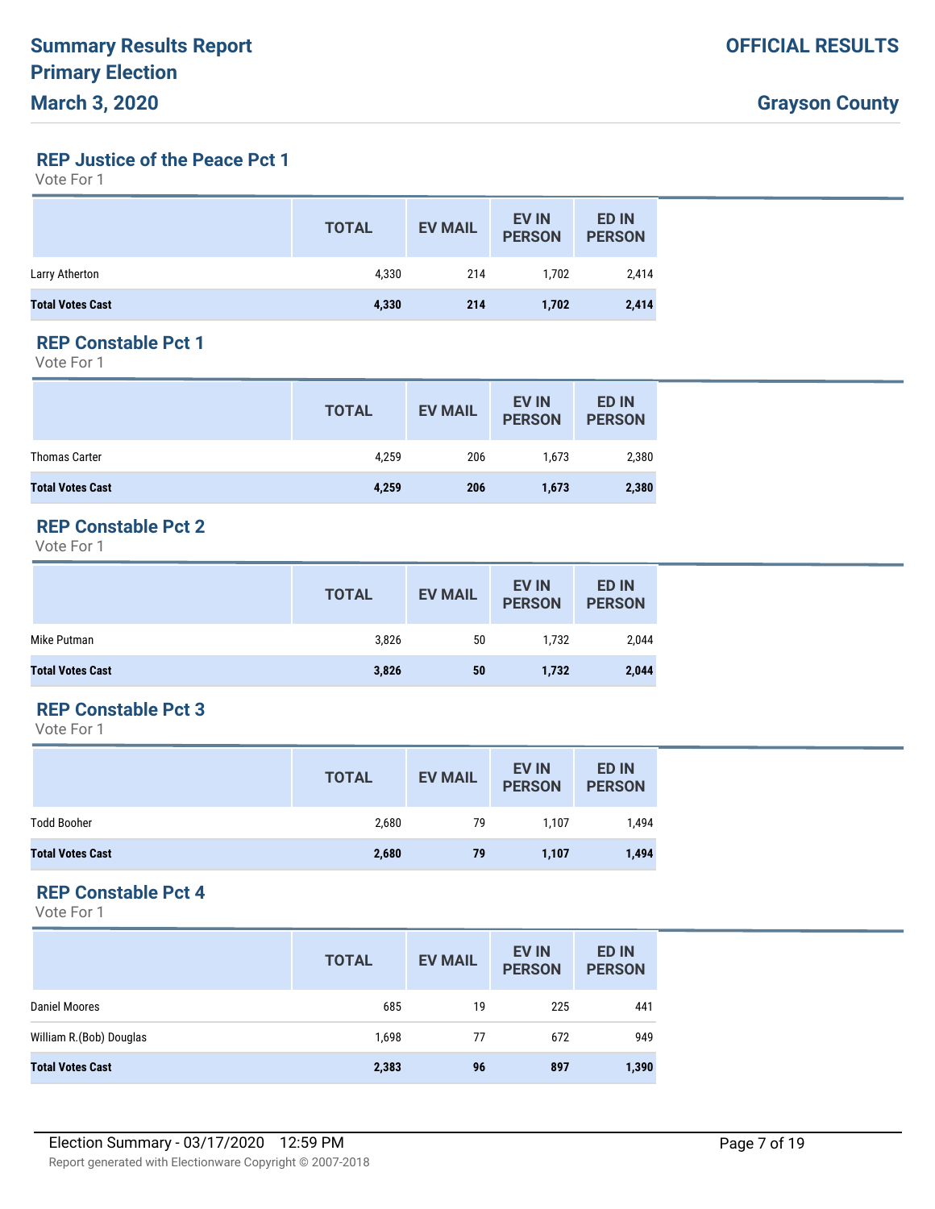# Summary Results Report
# Primary Election
# March 3, 2020

**OFFICIAL RESULTS**

**Grayson County**

## REP Justice of the Peace Pct 1

Vote For 1

| | TOTAL | EV MAIL | EV IN PERSON | ED IN PERSON |
|---|---|---|---|---|
| Larry Atherton | 4,330 | 214 | 1,702 | 2,414 |
| **Total Votes Cast** | **4,330** | **214** | **1,702** | **2,414** |

## REP Constable Pct 1

Vote For 1

| | TOTAL | EV MAIL | EV IN PERSON | ED IN PERSON |
|---|---|---|---|---|
| Thomas Carter | 4,259 | 206 | 1,673 | 2,380 |
| **Total Votes Cast** | **4,259** | **206** | **1,673** | **2,380** |

## REP Constable Pct 2

Vote For 1

| | TOTAL | EV MAIL | EV IN PERSON | ED IN PERSON |
|---|---|---|---|---|
| Mike Putman | 3,826 | 50 | 1,732 | 2,044 |
| **Total Votes Cast** | **3,826** | **50** | **1,732** | **2,044** |

## REP Constable Pct 3

Vote For 1

| | TOTAL | EV MAIL | EV IN PERSON | ED IN PERSON |
|---|---|---|---|---|
| Todd Booher | 2,680 | 79 | 1,107 | 1,494 |
| **Total Votes Cast** | **2,680** | **79** | **1,107** | **1,494** |

## REP Constable Pct 4

Vote For 1

| | TOTAL | EV MAIL | EV IN PERSON | ED IN PERSON |
|---|---|---|---|---|
| Daniel Moores | 685 | 19 | 225 | 441 |
| William R.(Bob) Douglas | 1,698 | 77 | 672 | 949 |
| **Total Votes Cast** | **2,383** | **96** | **897** | **1,390** |

Election Summary - 03/17/2020 12:59 PM

Report generated with Electionware Copyright © 2007-2018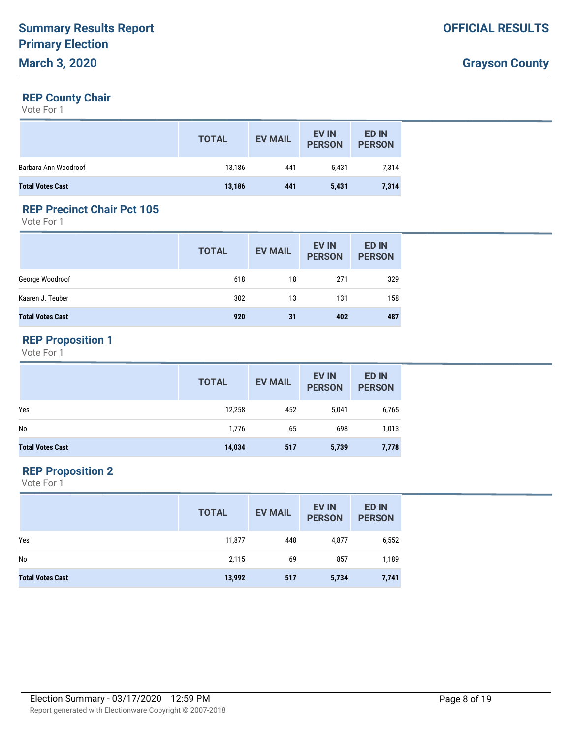## REP County Chair

Vote For 1

| | TOTAL | EV MAIL | EV IN PERSON | ED IN PERSON |
|---|---|---|---|---|
| Barbara Ann Woodroof | 13,186 | 441 | 5,431 | 7,314 |
| **Total Votes Cast** | **13,186** | **441** | **5,431** | **7,314** |

## REP Precinct Chair Pct 105

Vote For 1

| | TOTAL | EV MAIL | EV IN PERSON | ED IN PERSON |
|---|---|---|---|---|
| George Woodroof | 618 | 18 | 271 | 329 |
| Kaaren J. Teuber | 302 | 13 | 131 | 158 |
| **Total Votes Cast** | **920** | **31** | **402** | **487** |

## REP Proposition 1

Vote For 1

| | TOTAL | EV MAIL | EV IN PERSON | ED IN PERSON |
|---|---|---|---|---|
| Yes | 12,258 | 452 | 5,041 | 6,765 |
| No | 1,776 | 65 | 698 | 1,013 |
| **Total Votes Cast** | **14,034** | **517** | **5,739** | **7,778** |

## REP Proposition 2

Vote For 1

| | TOTAL | EV MAIL | EV IN PERSON | ED IN PERSON |
|---|---|---|---|---|
| Yes | 11,877 | 448 | 4,877 | 6,552 |
| No | 2,115 | 69 | 857 | 1,189 |
| **Total Votes Cast** | **13,992** | **517** | **5,734** | **7,741** |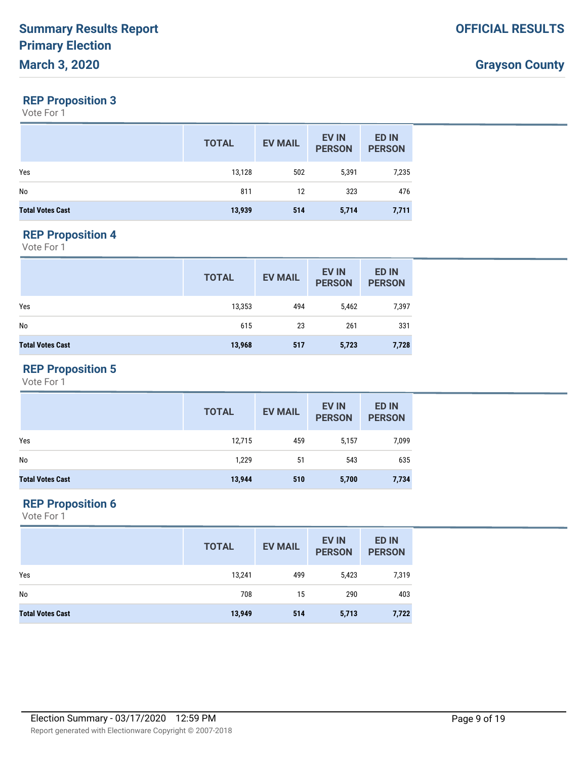# Summary Results Report
# Primary Election
# March 3, 2020

**OFFICIAL RESULTS**

**Grayson County**

## REP Proposition 3

Vote For 1

| | TOTAL | EV MAIL | EV IN PERSON | ED IN PERSON |
|---|---|---|---|---|
| Yes | 13,128 | 502 | 5,391 | 7,235 |
| No | 811 | 12 | 323 | 476 |
| **Total Votes Cast** | **13,939** | **514** | **5,714** | **7,711** |

## REP Proposition 4

Vote For 1

| | TOTAL | EV MAIL | EV IN PERSON | ED IN PERSON |
|---|---|---|---|---|
| Yes | 13,353 | 494 | 5,462 | 7,397 |
| No | 615 | 23 | 261 | 331 |
| **Total Votes Cast** | **13,968** | **517** | **5,723** | **7,728** |

## REP Proposition 5

Vote For 1

| | TOTAL | EV MAIL | EV IN PERSON | ED IN PERSON |
|---|---|---|---|---|
| Yes | 12,715 | 459 | 5,157 | 7,099 |
| No | 1,229 | 51 | 543 | 635 |
| **Total Votes Cast** | **13,944** | **510** | **5,700** | **7,734** |

## REP Proposition 6

Vote For 1

| | TOTAL | EV MAIL | EV IN PERSON | ED IN PERSON |
|---|---|---|---|---|
| Yes | 13,241 | 499 | 5,423 | 7,319 |
| No | 708 | 15 | 290 | 403 |
| **Total Votes Cast** | **13,949** | **514** | **5,713** | **7,722** |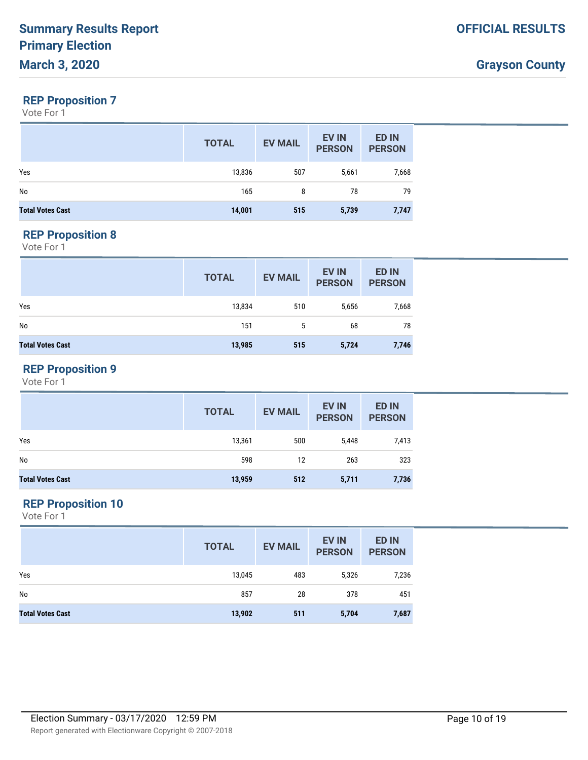# Summary Results Report
# Primary Election
# March 3, 2020

**OFFICIAL RESULTS**

**Grayson County**

## REP Proposition 7

Vote For 1

| | TOTAL | EV MAIL | EV IN PERSON | ED IN PERSON |
|---|---|---|---|---|
| Yes | 13,836 | 507 | 5,661 | 7,668 |
| No | 165 | 8 | 78 | 79 |
| **Total Votes Cast** | **14,001** | **515** | **5,739** | **7,747** |

## REP Proposition 8

Vote For 1

| | TOTAL | EV MAIL | EV IN PERSON | ED IN PERSON |
|---|---|---|---|---|
| Yes | 13,834 | 510 | 5,656 | 7,668 |
| No | 151 | 5 | 68 | 78 |
| **Total Votes Cast** | **13,985** | **515** | **5,724** | **7,746** |

## REP Proposition 9

Vote For 1

| | TOTAL | EV MAIL | EV IN PERSON | ED IN PERSON |
|---|---|---|---|---|
| Yes | 13,361 | 500 | 5,448 | 7,413 |
| No | 598 | 12 | 263 | 323 |
| **Total Votes Cast** | **13,959** | **512** | **5,711** | **7,736** |

## REP Proposition 10

Vote For 1

| | TOTAL | EV MAIL | EV IN PERSON | ED IN PERSON |
|---|---|---|---|---|
| Yes | 13,045 | 483 | 5,326 | 7,236 |
| No | 857 | 28 | 378 | 451 |
| **Total Votes Cast** | **13,902** | **511** | **5,704** | **7,687** |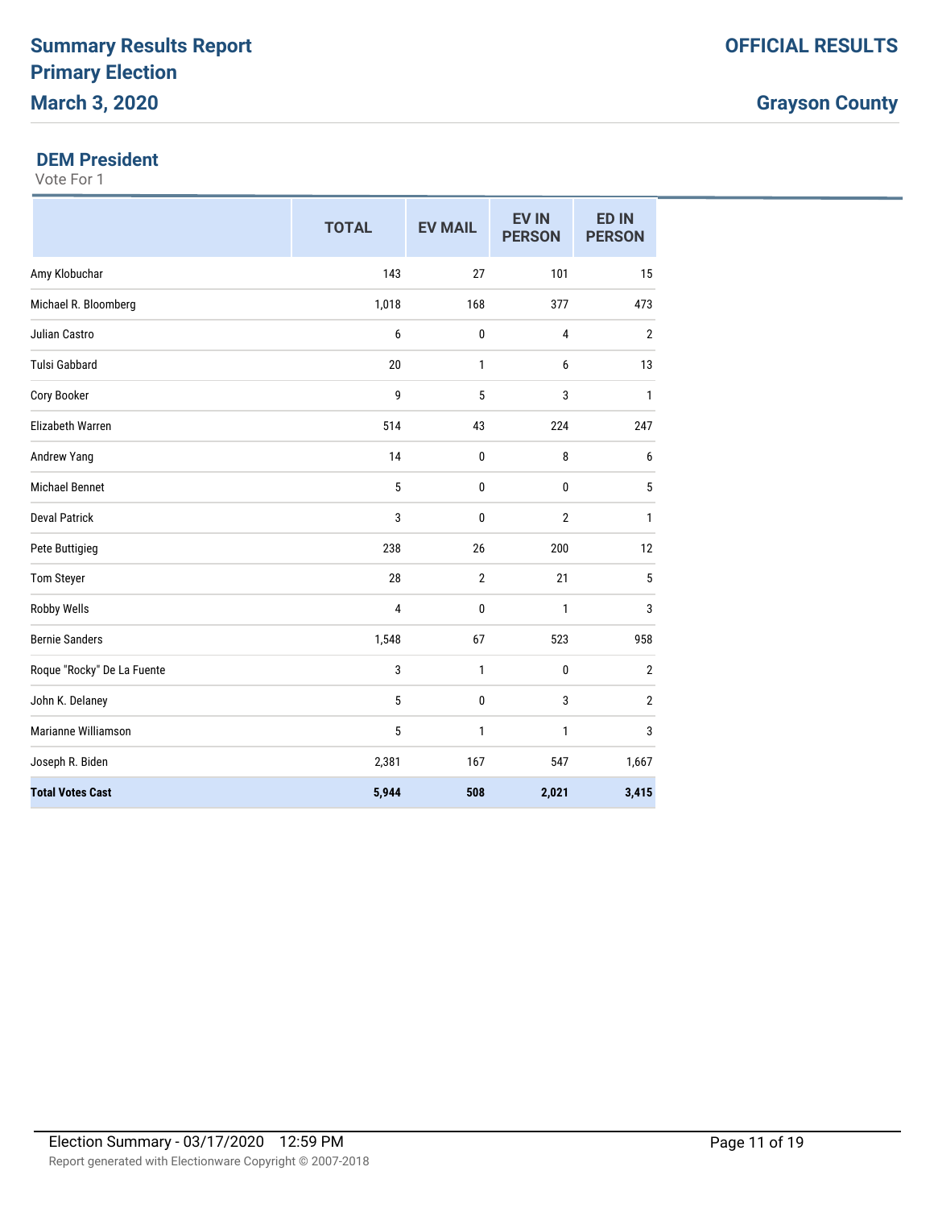# Summary Results Report
# Primary Election
# March 3, 2020

**OFFICIAL RESULTS**

**Grayson County**

## DEM President

Vote For 1

| | TOTAL | EV MAIL | EV IN PERSON | ED IN PERSON |
|---|---|---|---|---|
| Amy Klobuchar | 143 | 27 | 101 | 15 |
| Michael R. Bloomberg | 1,018 | 168 | 377 | 473 |
| Julian Castro | 6 | 0 | 4 | 2 |
| Tulsi Gabbard | 20 | 1 | 6 | 13 |
| Cory Booker | 9 | 5 | 3 | 1 |
| Elizabeth Warren | 514 | 43 | 224 | 247 |
| Andrew Yang | 14 | 0 | 8 | 6 |
| Michael Bennet | 5 | 0 | 0 | 5 |
| Deval Patrick | 3 | 0 | 2 | 1 |
| Pete Buttigieg | 238 | 26 | 200 | 12 |
| Tom Steyer | 28 | 2 | 21 | 5 |
| Robby Wells | 4 | 0 | 1 | 3 |
| Bernie Sanders | 1,548 | 67 | 523 | 958 |
| Roque "Rocky" De La Fuente | 3 | 1 | 0 | 2 |
| John K. Delaney | 5 | 0 | 3 | 2 |
| Marianne Williamson | 5 | 1 | 1 | 3 |
| Joseph R. Biden | 2,381 | 167 | 547 | 1,667 |
| **Total Votes Cast** | **5,944** | **508** | **2,021** | **3,415** |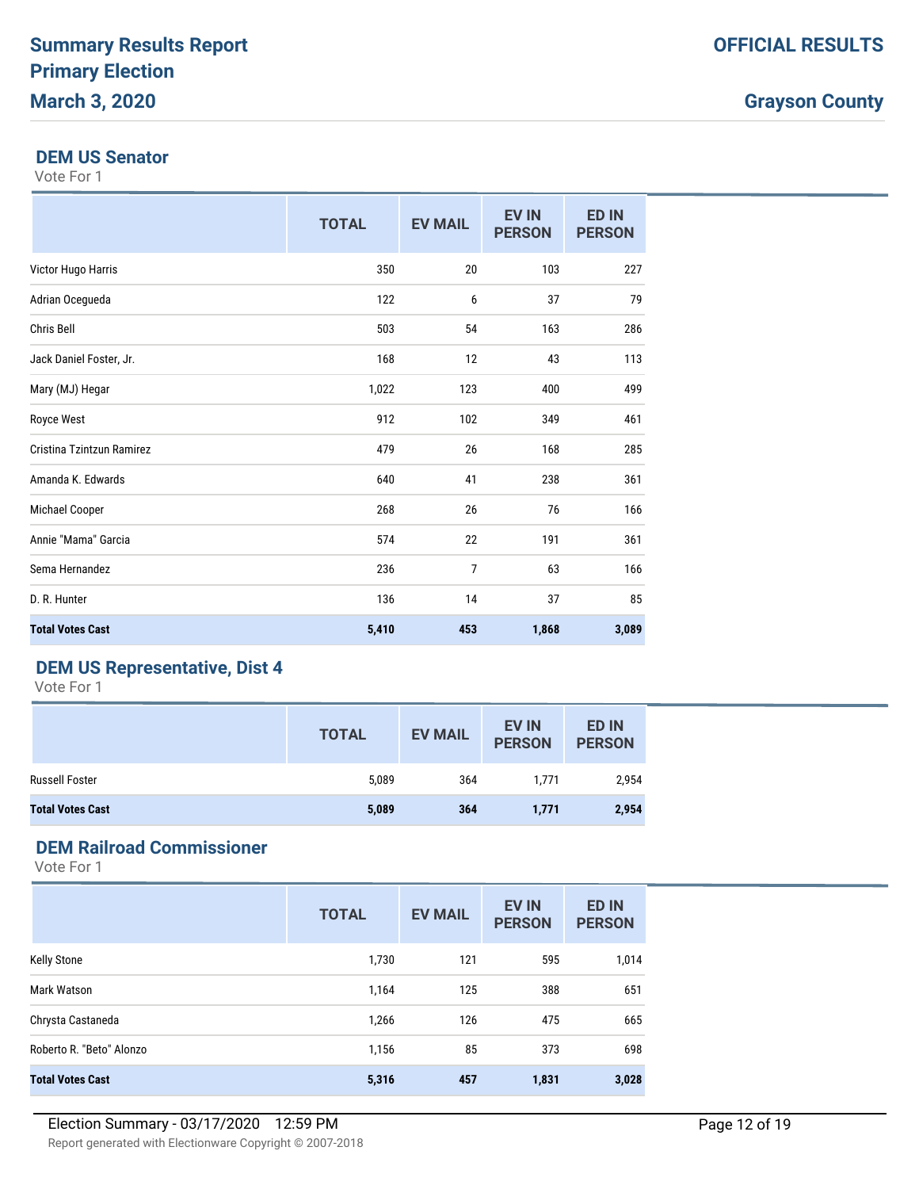# Summary Results Report
# Primary Election
# March 3, 2020

**OFFICIAL RESULTS**

**Grayson County**

## DEM US Senator

Vote For 1

| | TOTAL | EV MAIL | EV IN PERSON | ED IN PERSON |
|---|---|---|---|---|
| Victor Hugo Harris | 350 | 20 | 103 | 227 |
| Adrian Ocegueda | 122 | 6 | 37 | 79 |
| Chris Bell | 503 | 54 | 163 | 286 |
| Jack Daniel Foster, Jr. | 168 | 12 | 43 | 113 |
| Mary (MJ) Hegar | 1,022 | 123 | 400 | 499 |
| Royce West | 912 | 102 | 349 | 461 |
| Cristina Tzintzun Ramirez | 479 | 26 | 168 | 285 |
| Amanda K. Edwards | 640 | 41 | 238 | 361 |
| Michael Cooper | 268 | 26 | 76 | 166 |
| Annie "Mama" Garcia | 574 | 22 | 191 | 361 |
| Sema Hernandez | 236 | 7 | 63 | 166 |
| D. R. Hunter | 136 | 14 | 37 | 85 |
| **Total Votes Cast** | **5,410** | **453** | **1,868** | **3,089** |

## DEM US Representative, Dist 4

Vote For 1

| | TOTAL | EV MAIL | EV IN PERSON | ED IN PERSON |
|---|---|---|---|---|
| Russell Foster | 5,089 | 364 | 1,771 | 2,954 |
| **Total Votes Cast** | **5,089** | **364** | **1,771** | **2,954** |

## DEM Railroad Commissioner

Vote For 1

| | TOTAL | EV MAIL | EV IN PERSON | ED IN PERSON |
|---|---|---|---|---|
| Kelly Stone | 1,730 | 121 | 595 | 1,014 |
| Mark Watson | 1,164 | 125 | 388 | 651 |
| Chrysta Castaneda | 1,266 | 126 | 475 | 665 |
| Roberto R. "Beto" Alonzo | 1,156 | 85 | 373 | 698 |
| **Total Votes Cast** | **5,316** | **457** | **1,831** | **3,028** |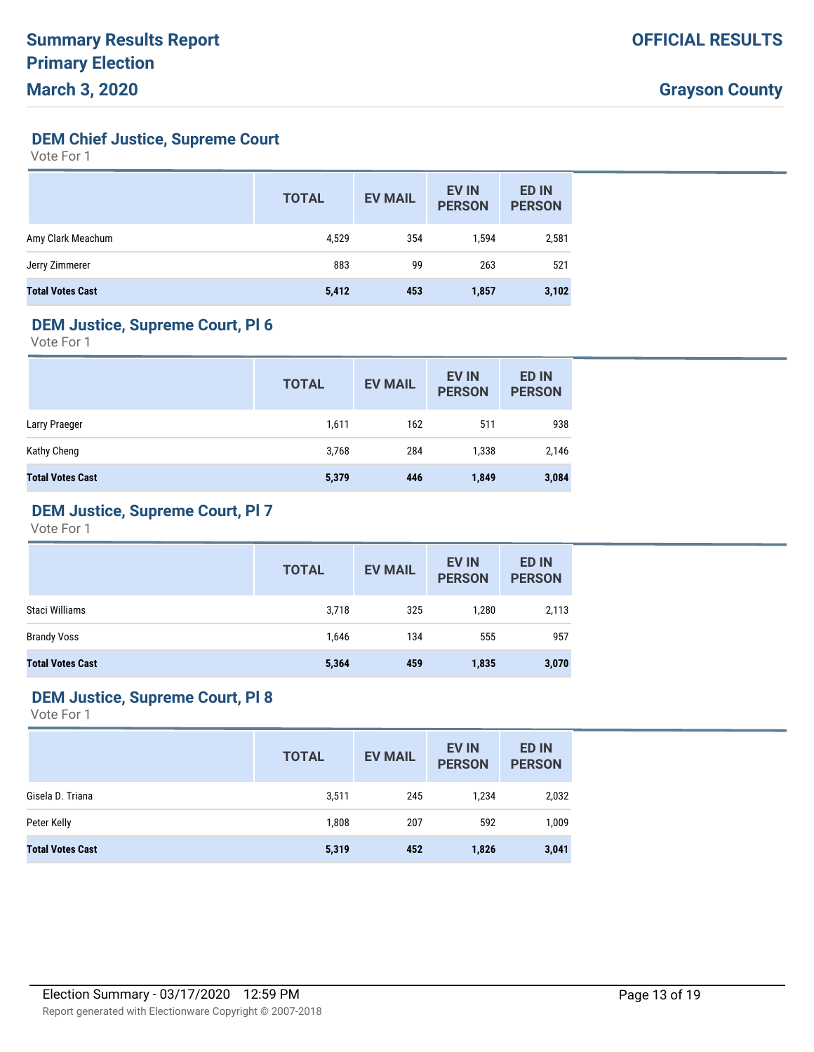# Summary Results Report
## Primary Election
## March 3, 2020

**OFFICIAL RESULTS**

**Grayson County**

### DEM Chief Justice, Supreme Court
Vote For 1

| | TOTAL | EV MAIL | EV IN PERSON | ED IN PERSON |
|---|---|---|---|---|
| Amy Clark Meachum | 4,529 | 354 | 1,594 | 2,581 |
| Jerry Zimmerer | 883 | 99 | 263 | 521 |
| **Total Votes Cast** | **5,412** | **453** | **1,857** | **3,102** |

### DEM Justice, Supreme Court, Pl 6
Vote For 1

| | TOTAL | EV MAIL | EV IN PERSON | ED IN PERSON |
|---|---|---|---|---|
| Larry Praeger | 1,611 | 162 | 511 | 938 |
| Kathy Cheng | 3,768 | 284 | 1,338 | 2,146 |
| **Total Votes Cast** | **5,379** | **446** | **1,849** | **3,084** |

### DEM Justice, Supreme Court, Pl 7
Vote For 1

| | TOTAL | EV MAIL | EV IN PERSON | ED IN PERSON |
|---|---|---|---|---|
| Staci Williams | 3,718 | 325 | 1,280 | 2,113 |
| Brandy Voss | 1,646 | 134 | 555 | 957 |
| **Total Votes Cast** | **5,364** | **459** | **1,835** | **3,070** |

### DEM Justice, Supreme Court, Pl 8
Vote For 1

| | TOTAL | EV MAIL | EV IN PERSON | ED IN PERSON |
|---|---|---|---|---|
| Gisela D. Triana | 3,511 | 245 | 1,234 | 2,032 |
| Peter Kelly | 1,808 | 207 | 592 | 1,009 |
| **Total Votes Cast** | **5,319** | **452** | **1,826** | **3,041** |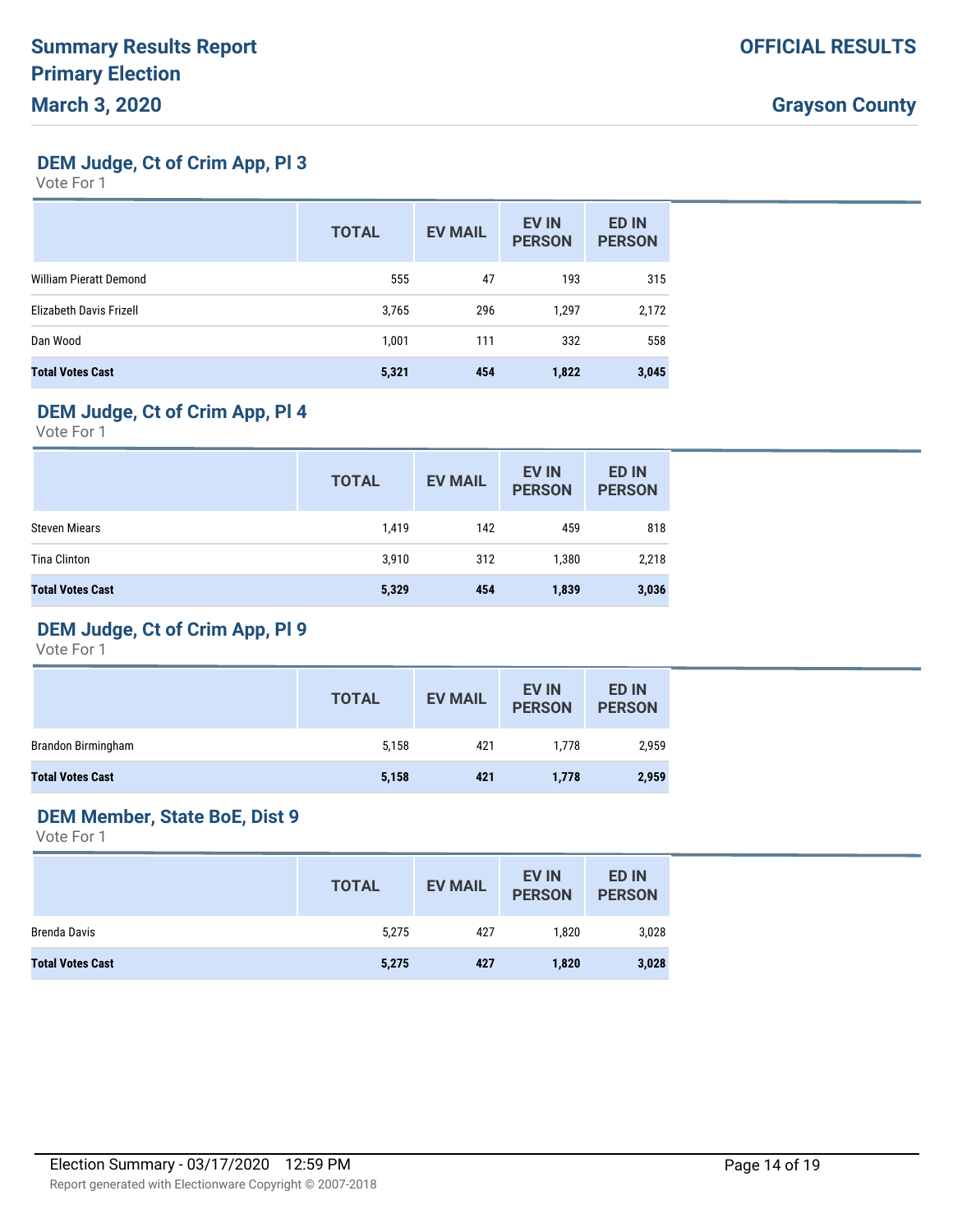## DEM Judge, Ct of Crim App, Pl 3

Vote For 1

| | TOTAL | EV MAIL | EV IN PERSON | ED IN PERSON |
|---|---|---|---|---|
| William Pieratt Demond | 555 | 47 | 193 | 315 |
| Elizabeth Davis Frizell | 3,765 | 296 | 1,297 | 2,172 |
| Dan Wood | 1,001 | 111 | 332 | 558 |
| **Total Votes Cast** | **5,321** | **454** | **1,822** | **3,045** |

## DEM Judge, Ct of Crim App, Pl 4

Vote For 1

| | TOTAL | EV MAIL | EV IN PERSON | ED IN PERSON |
|---|---|---|---|---|
| Steven Miears | 1,419 | 142 | 459 | 818 |
| Tina Clinton | 3,910 | 312 | 1,380 | 2,218 |
| **Total Votes Cast** | **5,329** | **454** | **1,839** | **3,036** |

## DEM Judge, Ct of Crim App, Pl 9

Vote For 1

| | TOTAL | EV MAIL | EV IN PERSON | ED IN PERSON |
|---|---|---|---|---|
| Brandon Birmingham | 5,158 | 421 | 1,778 | 2,959 |
| **Total Votes Cast** | **5,158** | **421** | **1,778** | **2,959** |

## DEM Member, State BoE, Dist 9

Vote For 1

| | TOTAL | EV MAIL | EV IN PERSON | ED IN PERSON |
|---|---|---|---|---|
| Brenda Davis | 5,275 | 427 | 1,820 | 3,028 |
| **Total Votes Cast** | **5,275** | **427** | **1,820** | **3,028** |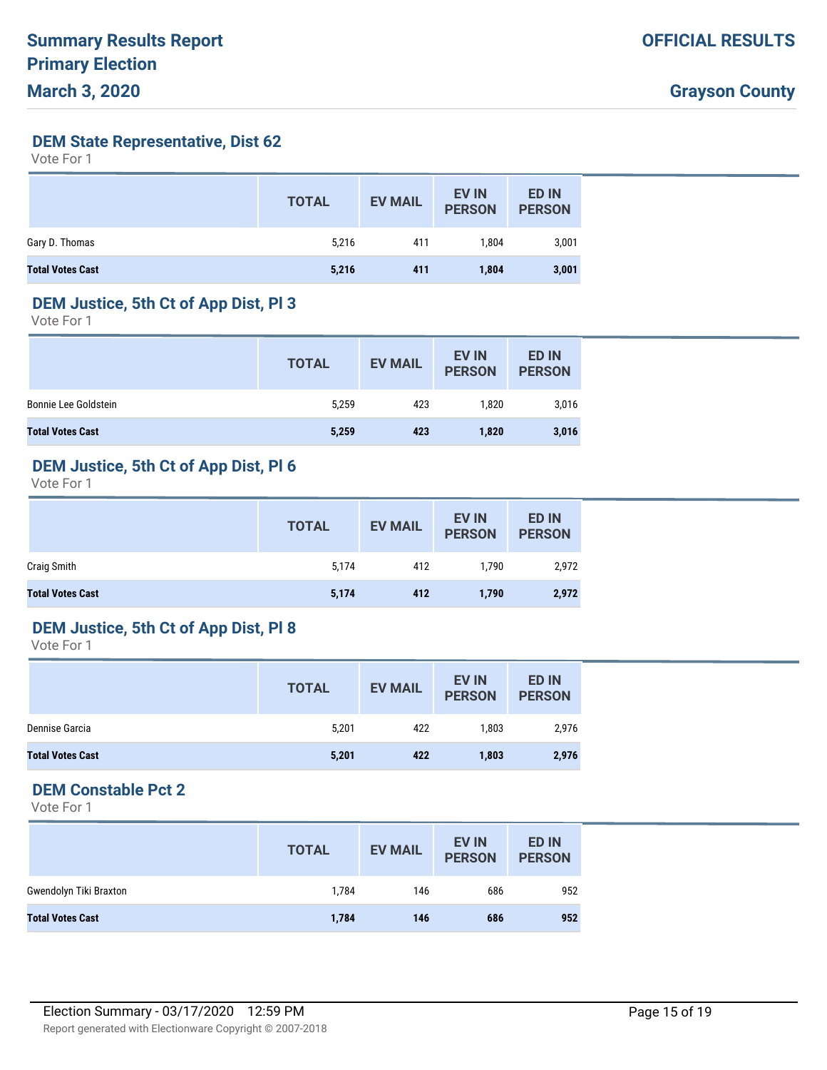## DEM State Representative, Dist 62

Vote For 1

| | TOTAL | EV MAIL | EV IN PERSON | ED IN PERSON |
|---|---|---|---|---|
| Gary D. Thomas | 5,216 | 411 | 1,804 | 3,001 |
| **Total Votes Cast** | **5,216** | **411** | **1,804** | **3,001** |

## DEM Justice, 5th Ct of App Dist, Pl 3

Vote For 1

| | TOTAL | EV MAIL | EV IN PERSON | ED IN PERSON |
|---|---|---|---|---|
| Bonnie Lee Goldstein | 5,259 | 423 | 1,820 | 3,016 |
| **Total Votes Cast** | **5,259** | **423** | **1,820** | **3,016** |

## DEM Justice, 5th Ct of App Dist, Pl 6

Vote For 1

| | TOTAL | EV MAIL | EV IN PERSON | ED IN PERSON |
|---|---|---|---|---|
| Craig Smith | 5,174 | 412 | 1,790 | 2,972 |
| **Total Votes Cast** | **5,174** | **412** | **1,790** | **2,972** |

## DEM Justice, 5th Ct of App Dist, Pl 8

Vote For 1

| | TOTAL | EV MAIL | EV IN PERSON | ED IN PERSON |
|---|---|---|---|---|
| Dennise Garcia | 5,201 | 422 | 1,803 | 2,976 |
| **Total Votes Cast** | **5,201** | **422** | **1,803** | **2,976** |

## DEM Constable Pct 2

Vote For 1

| | TOTAL | EV MAIL | EV IN PERSON | ED IN PERSON |
|---|---|---|---|---|
| Gwendolyn Tiki Braxton | 1,784 | 146 | 686 | 952 |
| **Total Votes Cast** | **1,784** | **146** | **686** | **952** |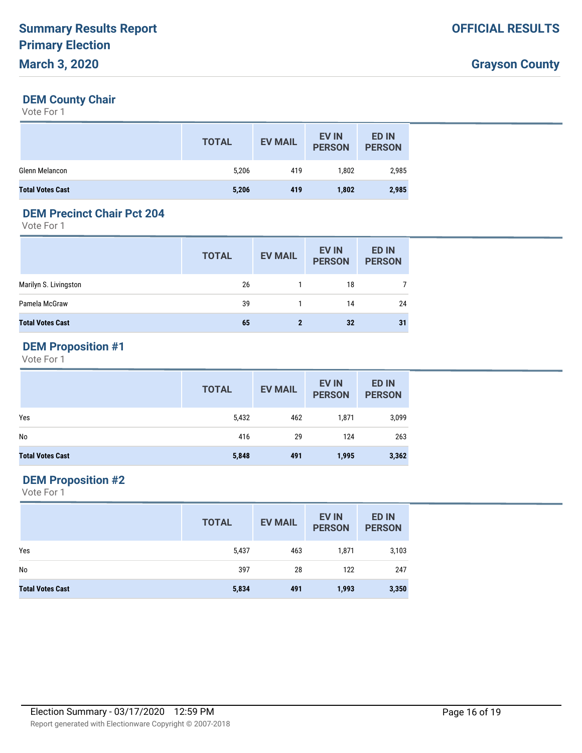## DEM County Chair

Vote For 1

| | TOTAL | EV MAIL | EV IN PERSON | ED IN PERSON |
|---|---|---|---|---|
| Glenn Melancon | 5,206 | 419 | 1,802 | 2,985 |
| **Total Votes Cast** | **5,206** | **419** | **1,802** | **2,985** |

## DEM Precinct Chair Pct 204

Vote For 1

| | TOTAL | EV MAIL | EV IN PERSON | ED IN PERSON |
|---|---|---|---|---|
| Marilyn S. Livingston | 26 | 1 | 18 | 7 |
| Pamela McGraw | 39 | 1 | 14 | 24 |
| **Total Votes Cast** | **65** | **2** | **32** | **31** |

## DEM Proposition #1

Vote For 1

| | TOTAL | EV MAIL | EV IN PERSON | ED IN PERSON |
|---|---|---|---|---|
| Yes | 5,432 | 462 | 1,871 | 3,099 |
| No | 416 | 29 | 124 | 263 |
| **Total Votes Cast** | **5,848** | **491** | **1,995** | **3,362** |

## DEM Proposition #2

Vote For 1

| | TOTAL | EV MAIL | EV IN PERSON | ED IN PERSON |
|---|---|---|---|---|
| Yes | 5,437 | 463 | 1,871 | 3,103 |
| No | 397 | 28 | 122 | 247 |
| **Total Votes Cast** | **5,834** | **491** | **1,993** | **3,350** |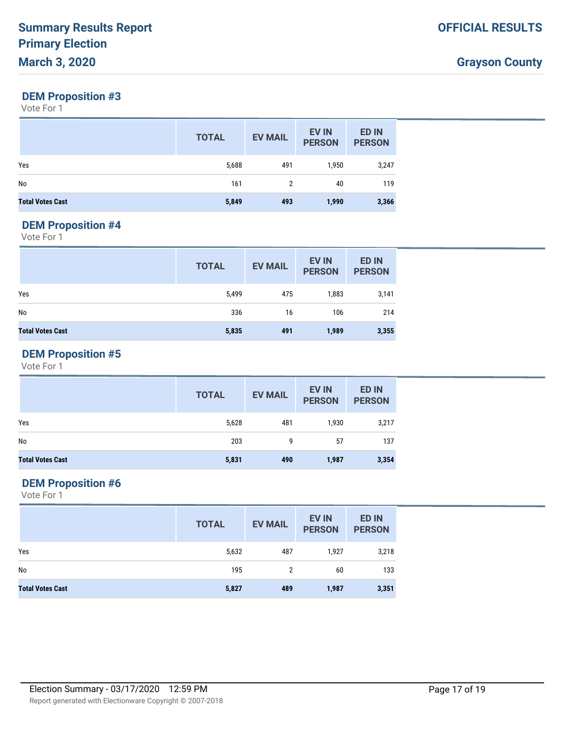## DEM Proposition #3

Vote For 1

| | TOTAL | EV MAIL | EV IN PERSON | ED IN PERSON |
|---|---|---|---|---|
| Yes | 5,688 | 491 | 1,950 | 3,247 |
| No | 161 | 2 | 40 | 119 |
| **Total Votes Cast** | **5,849** | **493** | **1,990** | **3,366** |

## DEM Proposition #4

Vote For 1

| | TOTAL | EV MAIL | EV IN PERSON | ED IN PERSON |
|---|---|---|---|---|
| Yes | 5,499 | 475 | 1,883 | 3,141 |
| No | 336 | 16 | 106 | 214 |
| **Total Votes Cast** | **5,835** | **491** | **1,989** | **3,355** |

## DEM Proposition #5

Vote For 1

| | TOTAL | EV MAIL | EV IN PERSON | ED IN PERSON |
|---|---|---|---|---|
| Yes | 5,628 | 481 | 1,930 | 3,217 |
| No | 203 | 9 | 57 | 137 |
| **Total Votes Cast** | **5,831** | **490** | **1,987** | **3,354** |

## DEM Proposition #6

Vote For 1

| | TOTAL | EV MAIL | EV IN PERSON | ED IN PERSON |
|---|---|---|---|---|
| Yes | 5,632 | 487 | 1,927 | 3,218 |
| No | 195 | 2 | 60 | 133 |
| **Total Votes Cast** | **5,827** | **489** | **1,987** | **3,351** |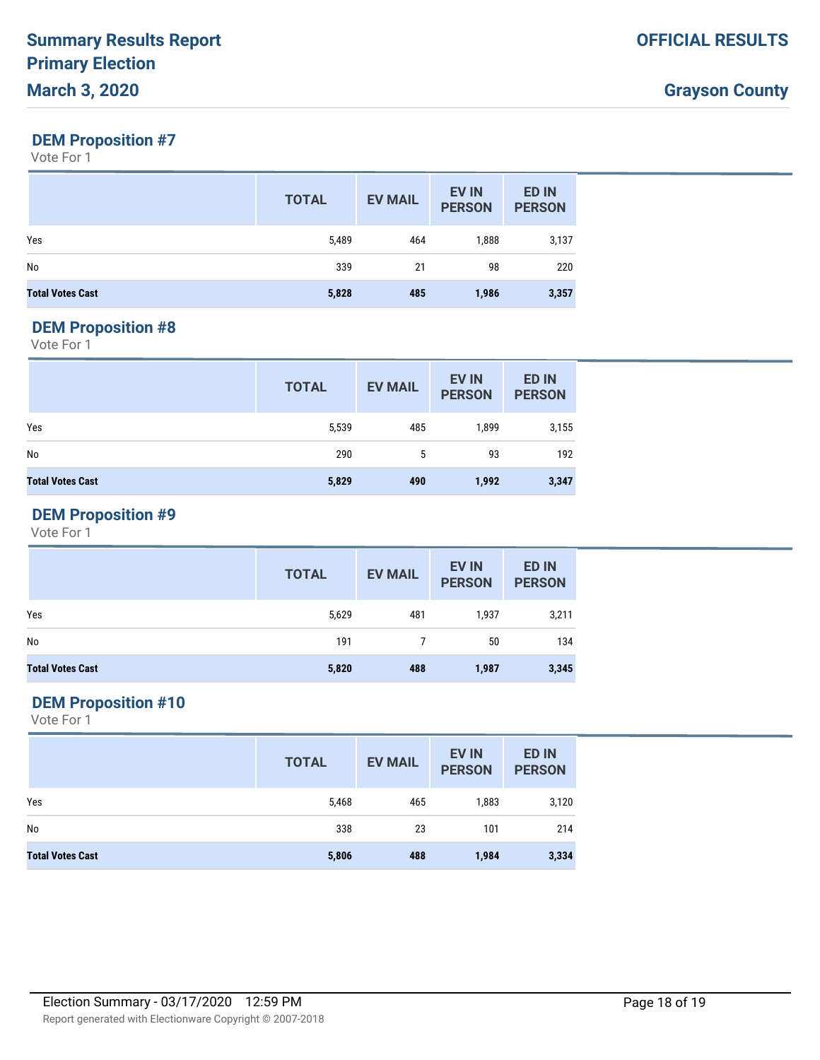## DEM Proposition #7

Vote For 1

| | TOTAL | EV MAIL | EV IN PERSON | ED IN PERSON |
|---|---|---|---|---|
| Yes | 5,489 | 464 | 1,888 | 3,137 |
| No | 339 | 21 | 98 | 220 |
| **Total Votes Cast** | **5,828** | **485** | **1,986** | **3,357** |

## DEM Proposition #8

Vote For 1

| | TOTAL | EV MAIL | EV IN PERSON | ED IN PERSON |
|---|---|---|---|---|
| Yes | 5,539 | 485 | 1,899 | 3,155 |
| No | 290 | 5 | 93 | 192 |
| **Total Votes Cast** | **5,829** | **490** | **1,992** | **3,347** |

## DEM Proposition #9

Vote For 1

| | TOTAL | EV MAIL | EV IN PERSON | ED IN PERSON |
|---|---|---|---|---|
| Yes | 5,629 | 481 | 1,937 | 3,211 |
| No | 191 | 7 | 50 | 134 |
| **Total Votes Cast** | **5,820** | **488** | **1,987** | **3,345** |

## DEM Proposition #10

Vote For 1

| | TOTAL | EV MAIL | EV IN PERSON | ED IN PERSON |
|---|---|---|---|---|
| Yes | 5,468 | 465 | 1,883 | 3,120 |
| No | 338 | 23 | 101 | 214 |
| **Total Votes Cast** | **5,806** | **488** | **1,984** | **3,334** |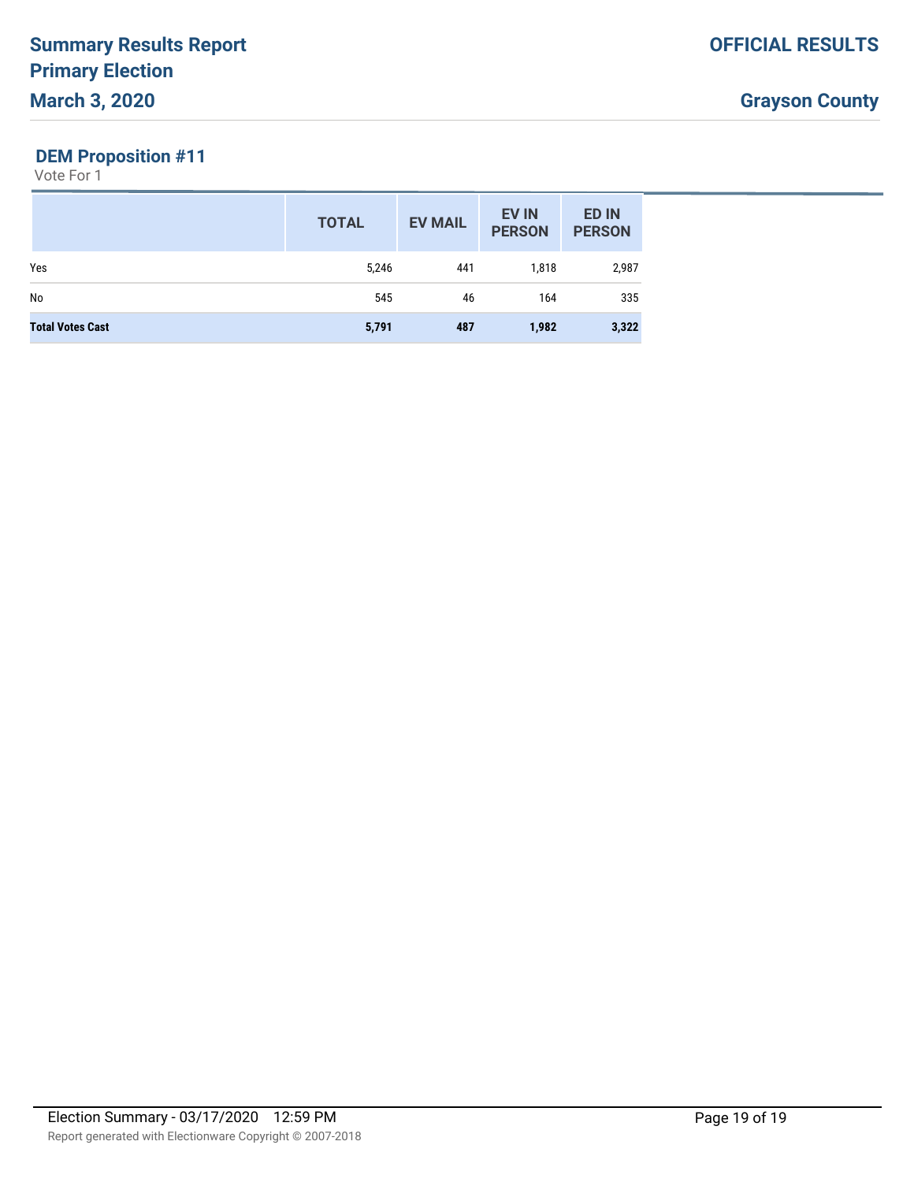## DEM Proposition #11

Vote For 1

| | TOTAL | EV MAIL | EV IN PERSON | ED IN PERSON |
|---|---|---|---|---|
| Yes | 5,246 | 441 | 1,818 | 2,987 |
| No | 545 | 46 | 164 | 335 |
| **Total Votes Cast** | **5,791** | **487** | **1,982** | **3,322** |